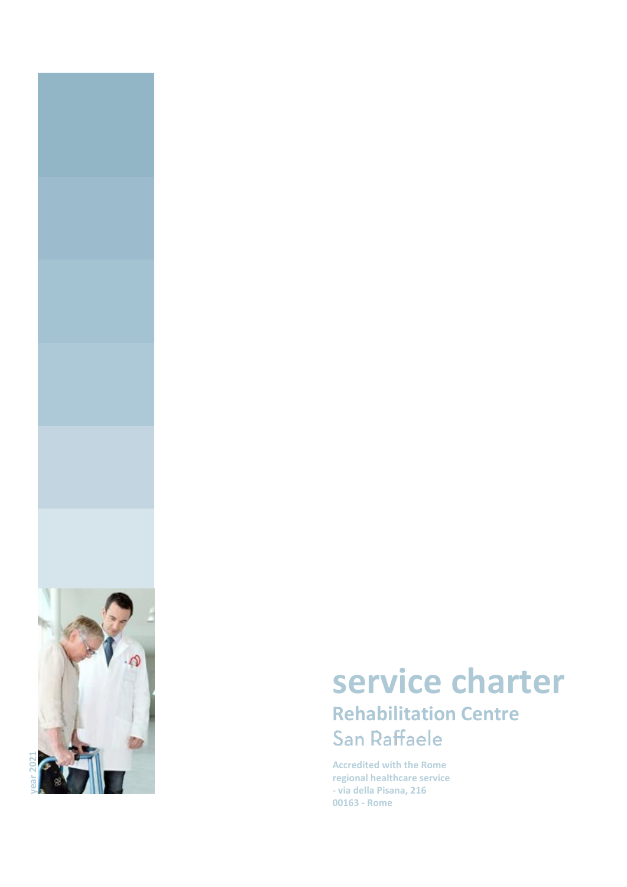year 2021

# service charter

## Rehabilitation Centre

## San Raffaele

**Accredited with the Rome regional healthcare service - via della Pisana, 216 00163 - Rome**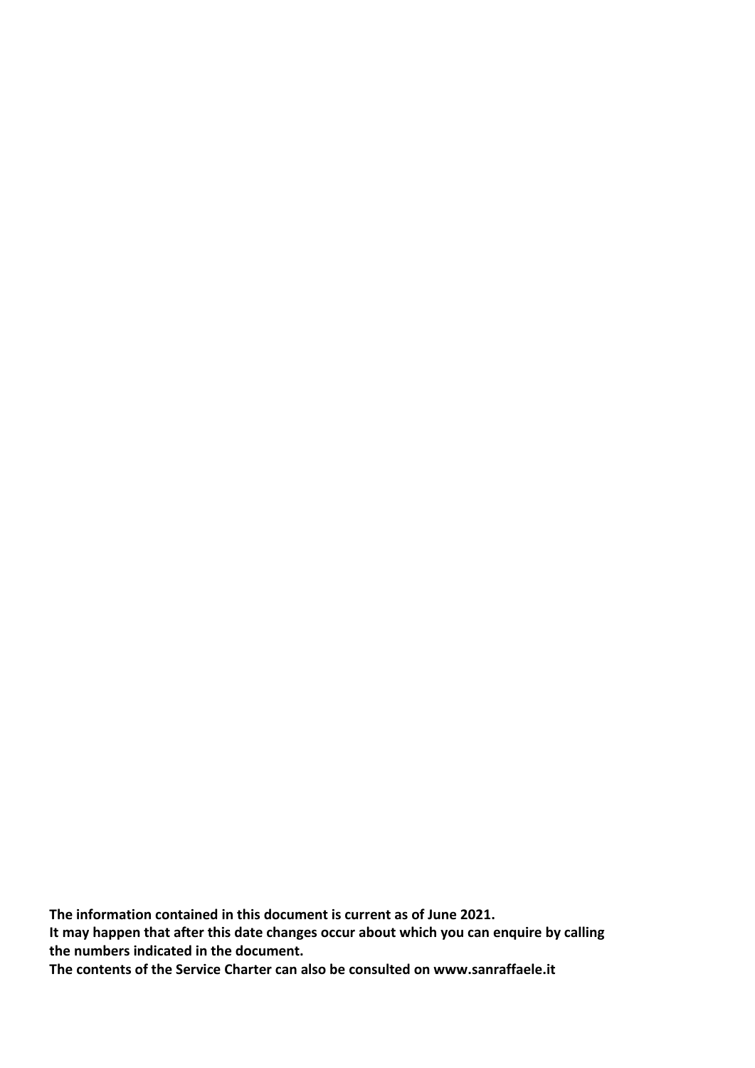**The information contained in this document is current as of June 2021.**
**It may happen that after this date changes occur about which you can enquire by calling the numbers indicated in the document.**
**The contents of the Service Charter can also be consulted on www.sanraffaele.it**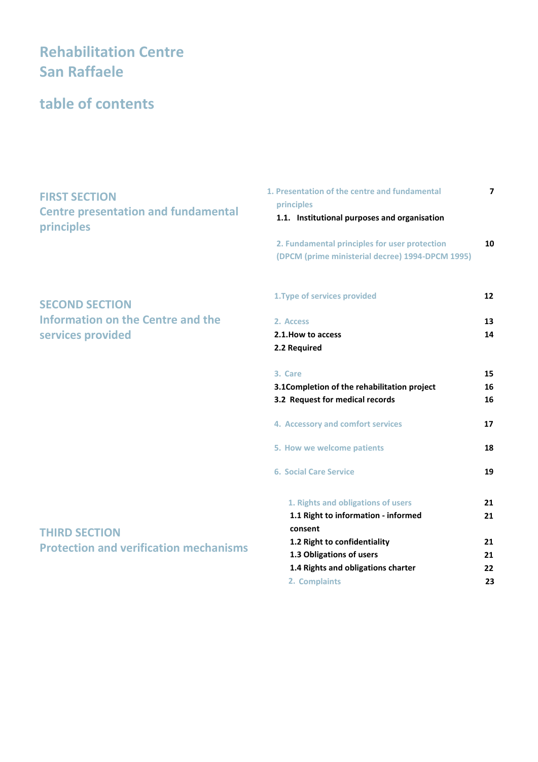# Rehabilitation Centre San Raffaele

## table of contents

### FIRST SECTION
### Centre presentation and fundamental principles

| | |
|---|---|
| 1. Presentation of the centre and fundamental principles | 7 |
| **1.1. Institutional purposes and organisation** | |
| 2. Fundamental principles for user protection (DPCM (prime ministerial decree) 1994-DPCM 1995) | 10 |

### SECOND SECTION
### Information on the Centre and the services provided

| | |
|---|---|
| 1.Type of services provided | 12 |
| 2. Access | 13 |
| **2.1.How to access** | 14 |
| **2.2 Required** | |
| 3. Care | 15 |
| **3.1Completion of the rehabilitation project** | 16 |
| **3.2 Request for medical records** | 16 |
| 4. Accessory and comfort services | 17 |
| 5. How we welcome patients | 18 |
| 6. Social Care Service | 19 |

### THIRD SECTION
### Protection and verification mechanisms

| | |
|---|---|
| 1. Rights and obligations of users | 21 |
| **1.1 Right to information - informed consent** | 21 |
| **1.2 Right to confidentiality** | 21 |
| **1.3 Obligations of users** | 21 |
| **1.4 Rights and obligations charter** | 22 |
| 2. Complaints | 23 |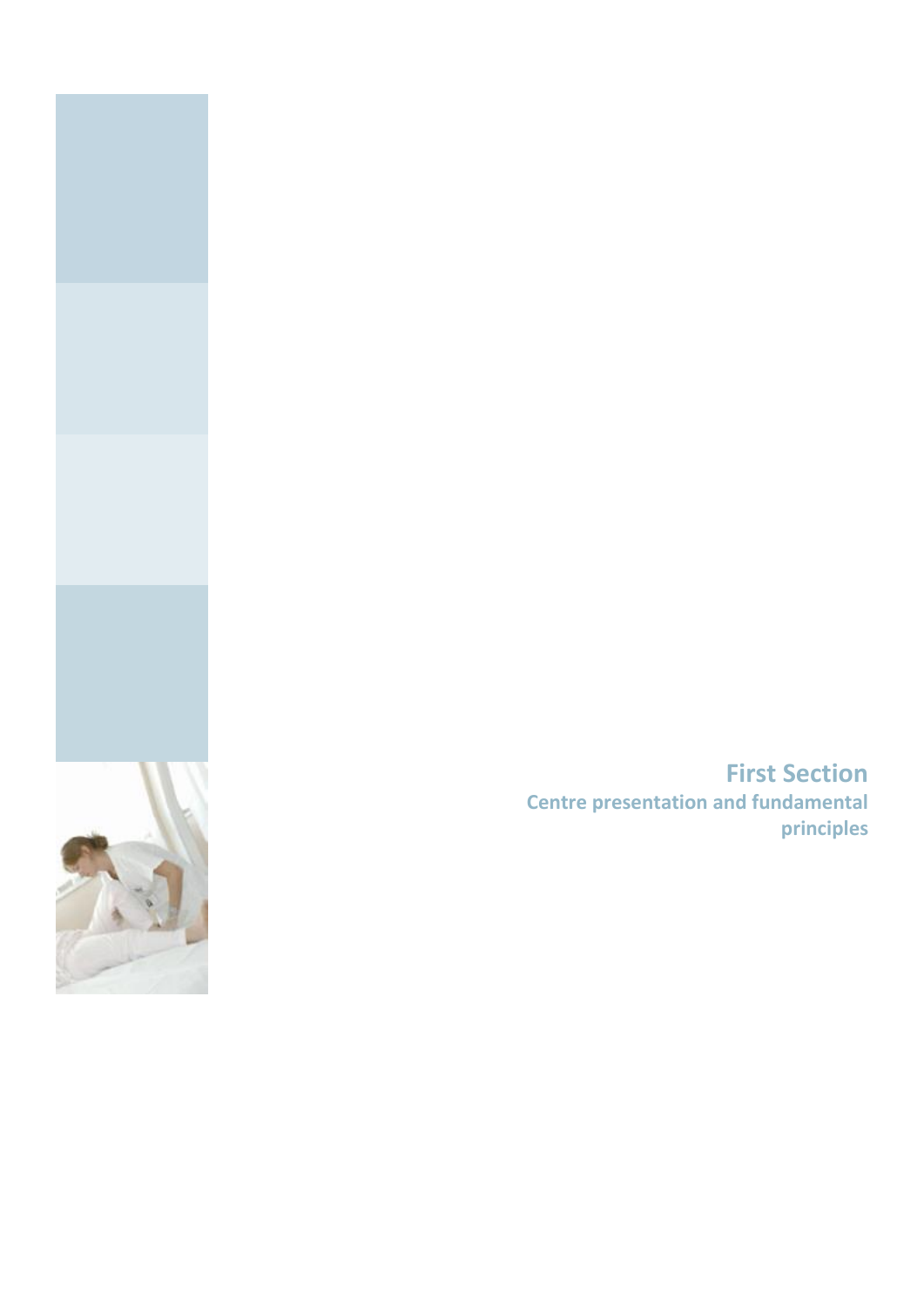# First Section

## Centre presentation and fundamental principles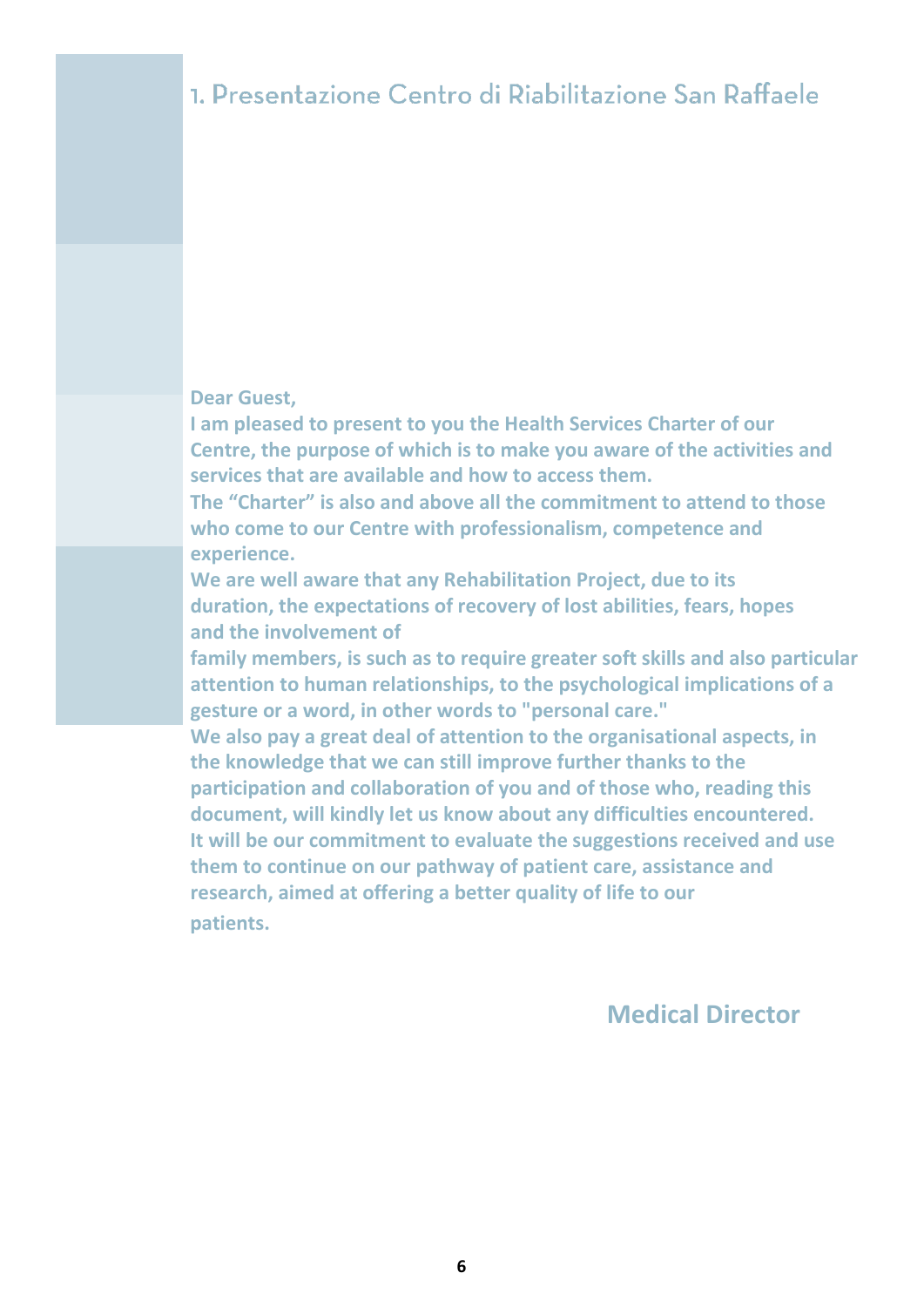# 1. Presentazione Centro di Riabilitazione San Raffaele

**Dear Guest,**

**I am pleased to present to you the Health Services Charter of our Centre, the purpose of which is to make you aware of the activities and services that are available and how to access them.**

**The "Charter" is also and above all the commitment to attend to those who come to our Centre with professionalism, competence and experience.**

**We are well aware that any Rehabilitation Project, due to its duration, the expectations of recovery of lost abilities, fears, hopes and the involvement of family members, is such as to require greater soft skills and also particular attention to human relationships, to the psychological implications of a gesture or a word, in other words to "personal care."**

**We also pay a great deal of attention to the organisational aspects, in the knowledge that we can still improve further thanks to the participation and collaboration of you and of those who, reading this document, will kindly let us know about any difficulties encountered. It will be our commitment to evaluate the suggestions received and use them to continue on our pathway of patient care, assistance and research, aimed at offering a better quality of life to our patients.**

**Medical Director**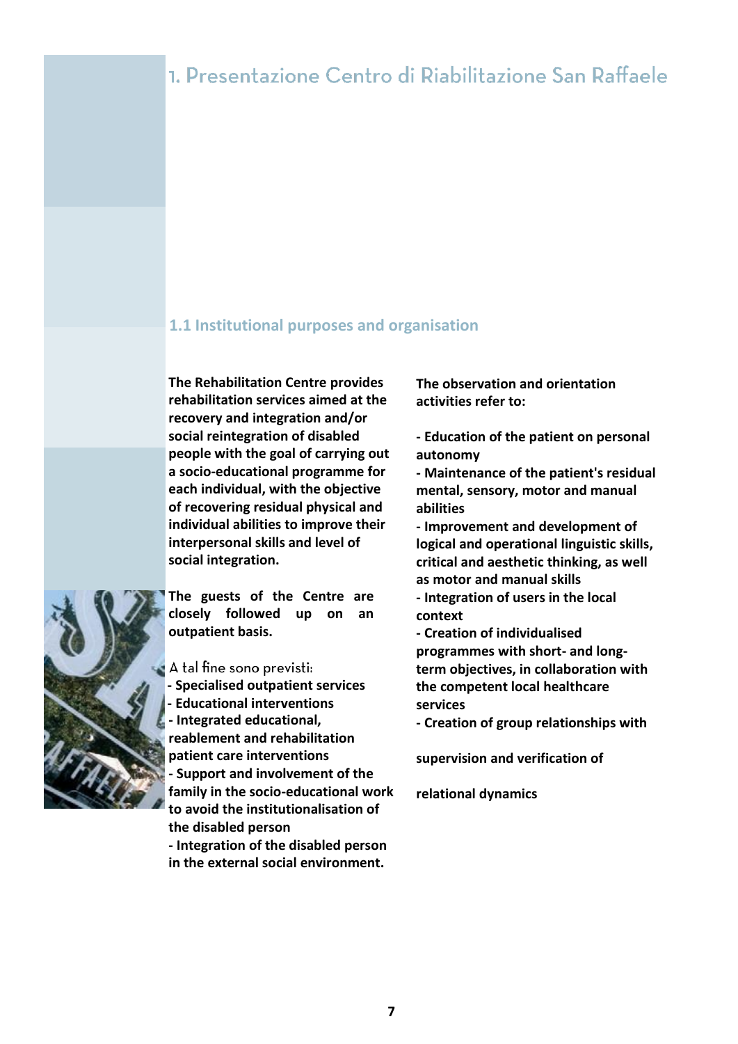# 1. Presentazione Centro di Riabilitazione San Raffaele

## 1.1 Institutional purposes and organisation

**The Rehabilitation Centre provides rehabilitation services aimed at the recovery and integration and/or social reintegration of disabled people with the goal of carrying out a socio-educational programme for each individual, with the objective of recovering residual physical and individual abilities to improve their interpersonal skills and level of social integration.**

**The guests of the Centre are closely followed up on an outpatient basis.**

A tal fine sono previsti:

- **Specialised outpatient services**
- **Educational interventions**
- **Integrated educational, reablement and rehabilitation patient care interventions**
- **Support and involvement of the family in the socio-educational work to avoid the institutionalisation of the disabled person**
- **Integration of the disabled person in the external social environment.**

**The observation and orientation activities refer to:**

- **Education of the patient on personal autonomy**
- **Maintenance of the patient's residual mental, sensory, motor and manual abilities**
- **Improvement and development of logical and operational linguistic skills, critical and aesthetic thinking, as well as motor and manual skills**
- **Integration of users in the local context**
- **Creation of individualised programmes with short- and long-term objectives, in collaboration with the competent local healthcare services**
- **Creation of group relationships with**

**supervision and verification of**

**relational dynamics**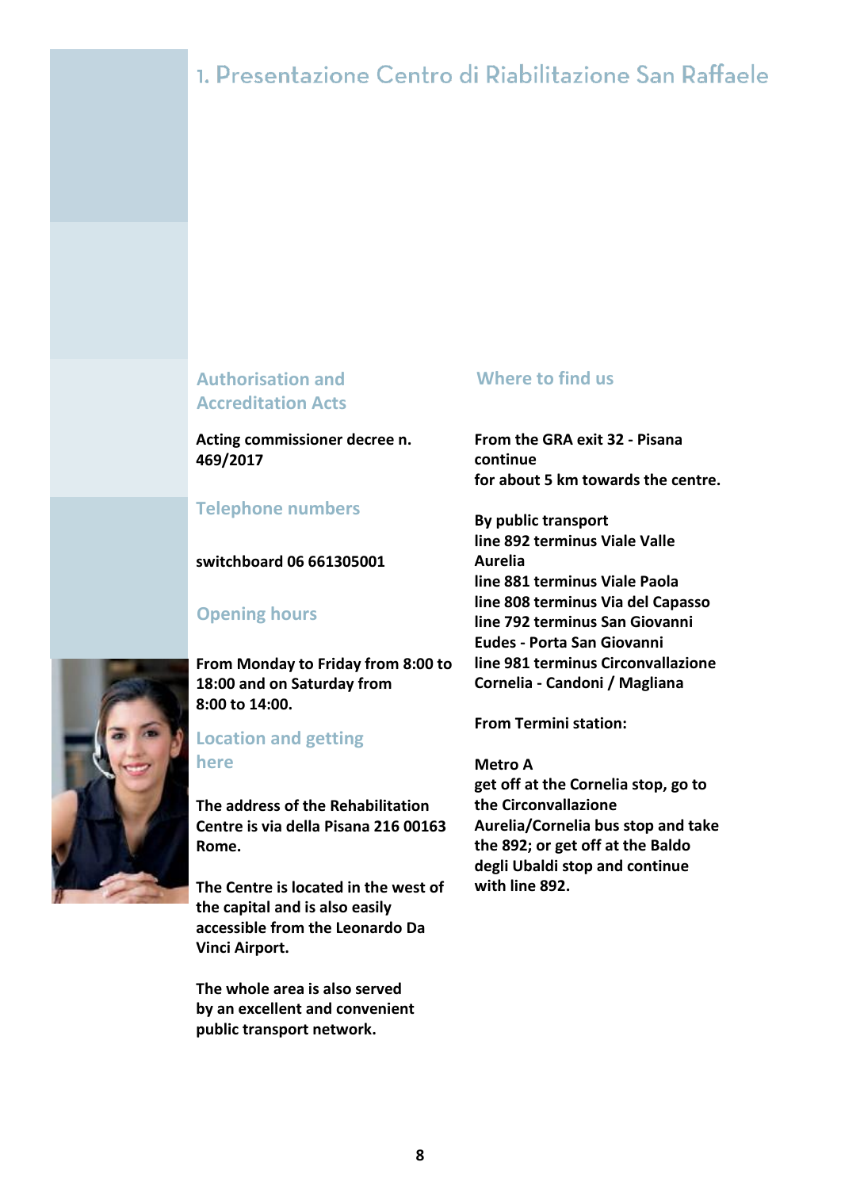# 1. Presentazione Centro di Riabilitazione San Raffaele

## Authorisation and Accreditation Acts

**Acting commissioner decree n. 469/2017**

## Telephone numbers

**switchboard 06 661305001**

## Opening hours

**From Monday to Friday from 8:00 to 18:00 and on Saturday from 8:00 to 14:00.**

## Location and getting here

**The address of the Rehabilitation Centre is via della Pisana 216 00163 Rome.**

**The Centre is located in the west of the capital and is also easily accessible from the Leonardo Da Vinci Airport.**

**The whole area is also served by an excellent and convenient public transport network.**

## Where to find us

**From the GRA exit 32 - Pisana continue for about 5 km towards the centre.**

**By public transport**
**line 892 terminus Viale Valle Aurelia**
**line 881 terminus Viale Paola**
**line 808 terminus Via del Capasso**
**line 792 terminus San Giovanni Eudes - Porta San Giovanni**
**line 981 terminus Circonvallazione Cornelia - Candoni / Magliana**

**From Termini station:**

**Metro A**
**get off at the Cornelia stop, go to the Circonvallazione Aurelia/Cornelia bus stop and take the 892; or get off at the Baldo degli Ubaldi stop and continue with line 892.**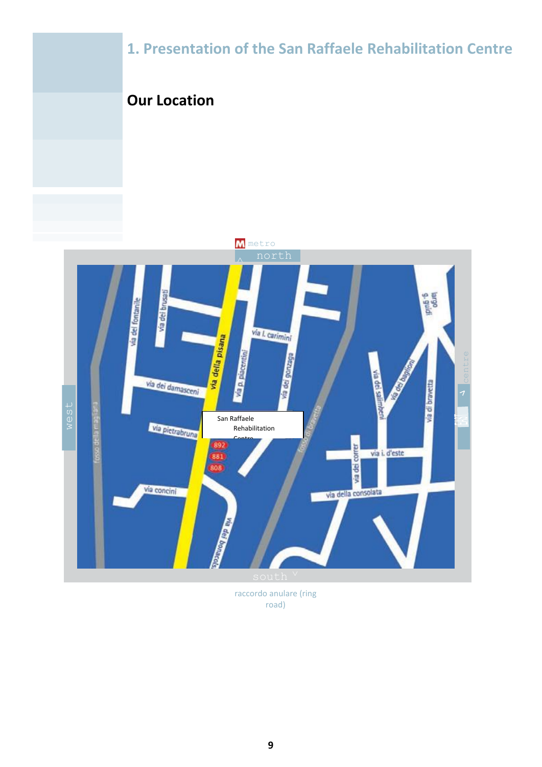# 1. Presentation of the San Raffaele Rehabilitation Centre

## Our Location

metro

north

west

centre

south

San Raffaele Rehabilitation Centre

via del fontanile

via dei brusati

via della pisana

via l. carimini

via p. piacentini

via dei gonzaga

via dei damasceni

via pietrabruna

892

881

808

via concini

via dei bonacolsi

fosso della magliana

fosso di bravetta

via dei salimbeni

via dei baglioni

largo g. guidi

via di bravetta

via dei correr

via i. d'este

via della consolata

raccordo anulare (ring road)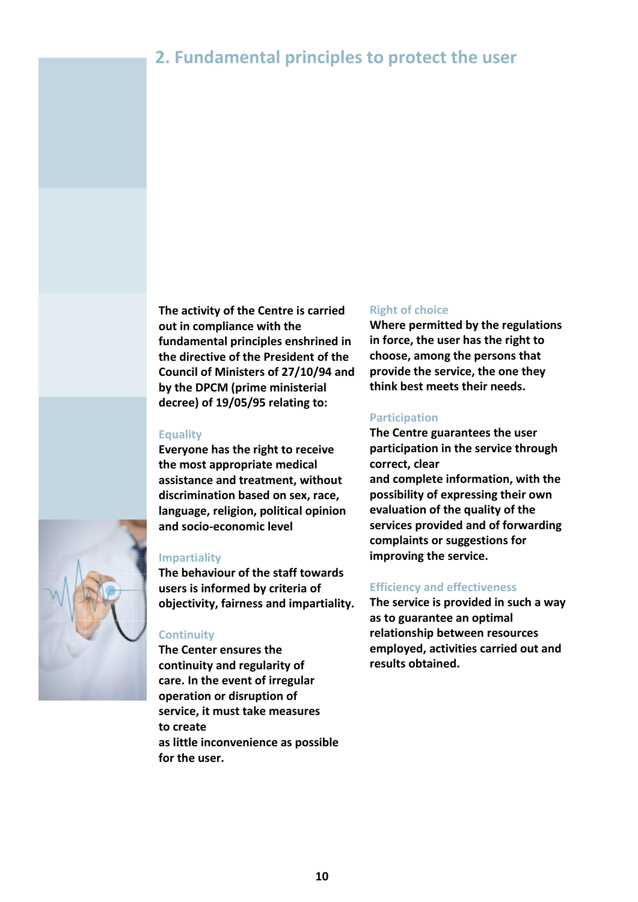## 2. Fundamental principles to protect the user

**The activity of the Centre is carried out in compliance with the fundamental principles enshrined in the directive of the President of the Council of Ministers of 27/10/94 and by the DPCM (prime ministerial decree) of 19/05/95 relating to:**

### Equality

**Everyone has the right to receive the most appropriate medical assistance and treatment, without discrimination based on sex, race, language, religion, political opinion and socio-economic level**

### Impartiality

**The behaviour of the staff towards users is informed by criteria of objectivity, fairness and impartiality.**

### Continuity

**The Center ensures the continuity and regularity of care. In the event of irregular operation or disruption of service, it must take measures to create as little inconvenience as possible for the user.**

### Right of choice

**Where permitted by the regulations in force, the user has the right to choose, among the persons that provide the service, the one they think best meets their needs.**

### Participation

**The Centre guarantees the user participation in the service through correct, clear and complete information, with the possibility of expressing their own evaluation of the quality of the services provided and of forwarding complaints or suggestions for improving the service.**

### Efficiency and effectiveness

**The service is provided in such a way as to guarantee an optimal relationship between resources employed, activities carried out and results obtained.**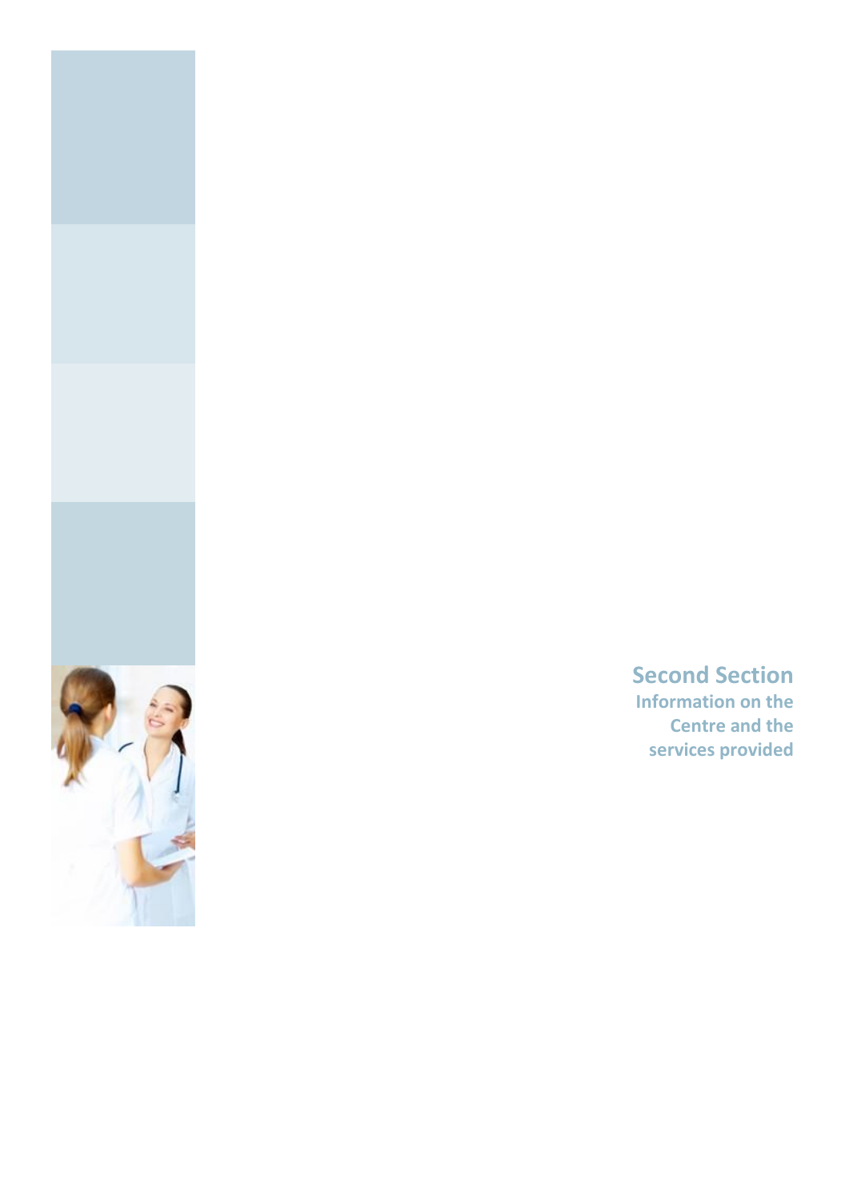# Second Section

**Information on the Centre and the services provided**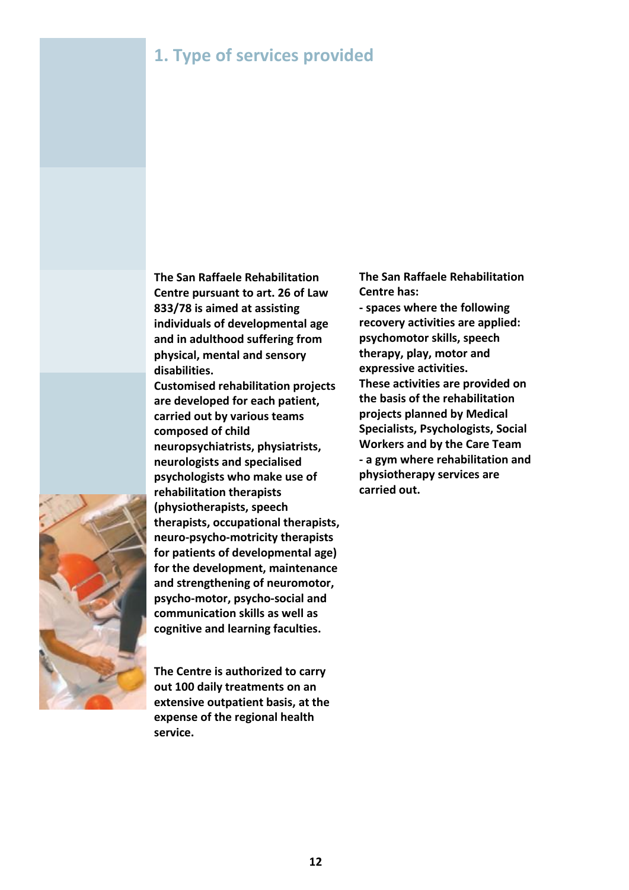## 1. Type of services provided

**The San Raffaele Rehabilitation Centre pursuant to art. 26 of Law 833/78 is aimed at assisting individuals of developmental age and in adulthood suffering from physical, mental and sensory disabilities.**

**Customised rehabilitation projects are developed for each patient, carried out by various teams composed of child neuropsychiatrists, physiatrists, neurologists and specialised psychologists who make use of rehabilitation therapists (physiotherapists, speech therapists, occupational therapists, neuro-psycho-motricity therapists for patients of developmental age) for the development, maintenance and strengthening of neuromotor, psycho-motor, psycho-social and communication skills as well as cognitive and learning faculties.**

**The Centre is authorized to carry out 100 daily treatments on an extensive outpatient basis, at the expense of the regional health service.**

**The San Raffaele Rehabilitation Centre has:**

**- spaces where the following recovery activities are applied: psychomotor skills, speech therapy, play, motor and expressive activities.**

**These activities are provided on the basis of the rehabilitation projects planned by Medical Specialists, Psychologists, Social Workers and by the Care Team**

**- a gym where rehabilitation and physiotherapy services are carried out.**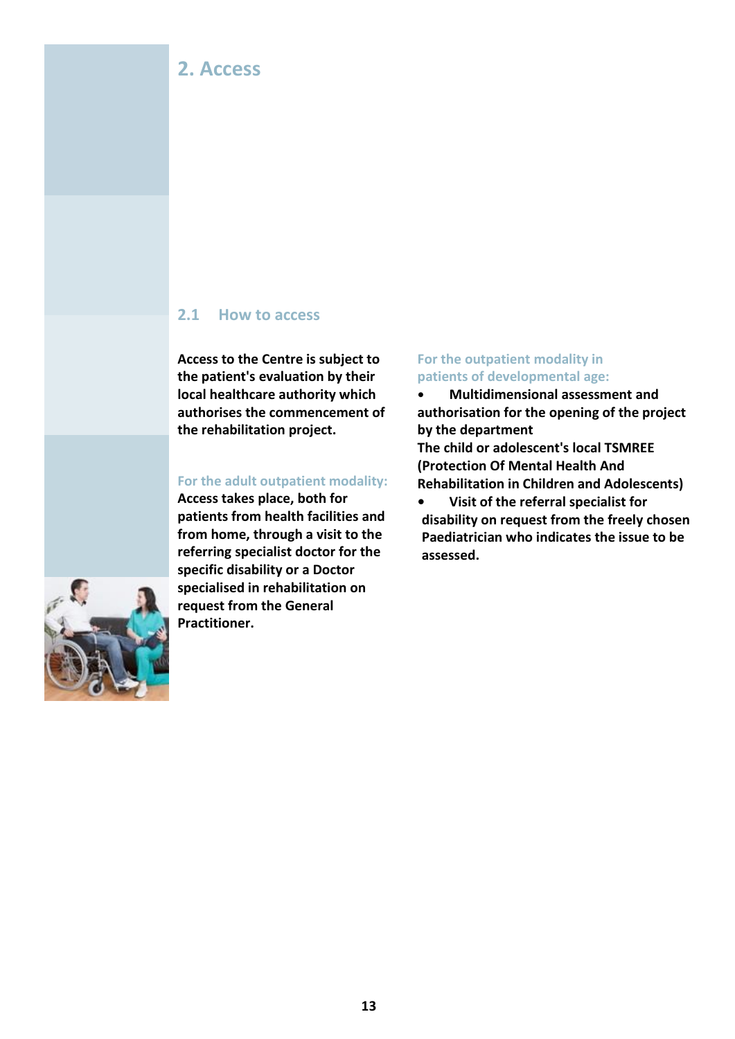# 2. Access

## 2.1 How to access

**Access to the Centre is subject to the patient's evaluation by their local healthcare authority which authorises the commencement of the rehabilitation project.**

### For the adult outpatient modality:

**Access takes place, both for patients from health facilities and from home, through a visit to the referring specialist doctor for the specific disability or a Doctor specialised in rehabilitation on request from the General Practitioner.**

### For the outpatient modality in patients of developmental age:

- **Multidimensional assessment and authorisation for the opening of the project by the department**

**The child or adolescent's local TSMREE (Protection Of Mental Health And Rehabilitation in Children and Adolescents)**

- **Visit of the referral specialist for disability on request from the freely chosen Paediatrician who indicates the issue to be assessed.**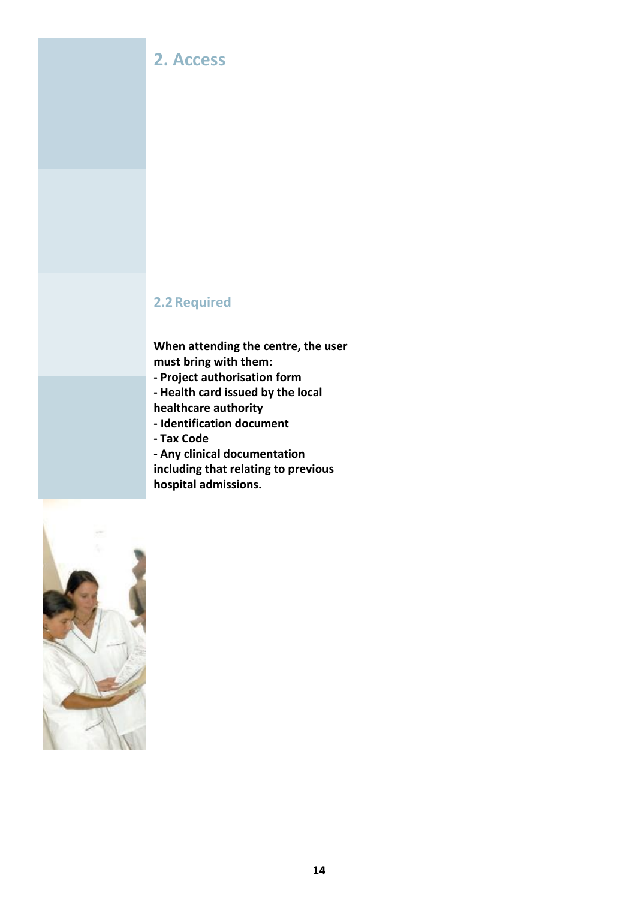## 2. Access

### 2.2 Required

**When attending the centre, the user must bring with them:**

**- Project authorisation form**

**- Health card issued by the local healthcare authority**

**- Identification document**

**- Tax Code**

**- Any clinical documentation including that relating to previous hospital admissions.**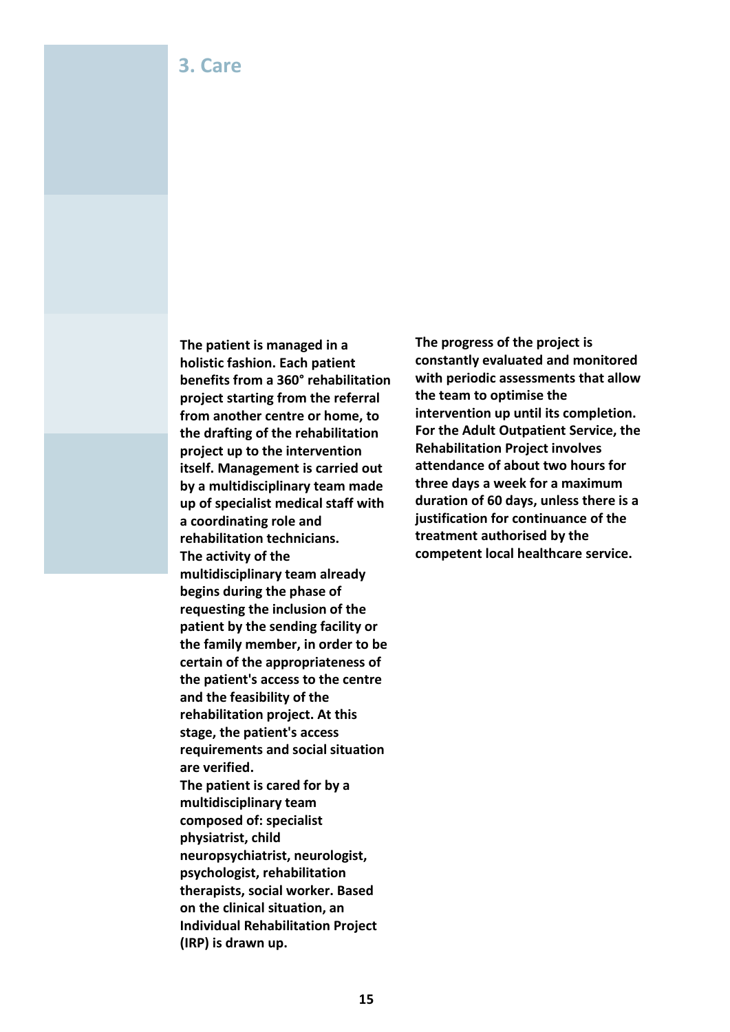## 3. Care

**The patient is managed in a holistic fashion. Each patient benefits from a 360° rehabilitation project starting from the referral from another centre or home, to the drafting of the rehabilitation project up to the intervention itself. Management is carried out by a multidisciplinary team made up of specialist medical staff with a coordinating role and rehabilitation technicians.**
**The activity of the multidisciplinary team already begins during the phase of requesting the inclusion of the patient by the sending facility or the family member, in order to be certain of the appropriateness of the patient's access to the centre and the feasibility of the rehabilitation project. At this stage, the patient's access requirements and social situation are verified.**
**The patient is cared for by a multidisciplinary team composed of: specialist physiatrist, child neuropsychiatrist, neurologist, psychologist, rehabilitation therapists, social worker. Based on the clinical situation, an Individual Rehabilitation Project (IRP) is drawn up.**

**The progress of the project is constantly evaluated and monitored with periodic assessments that allow the team to optimise the intervention up until its completion. For the Adult Outpatient Service, the Rehabilitation Project involves attendance of about two hours for three days a week for a maximum duration of 60 days, unless there is a justification for continuance of the treatment authorised by the competent local healthcare service.**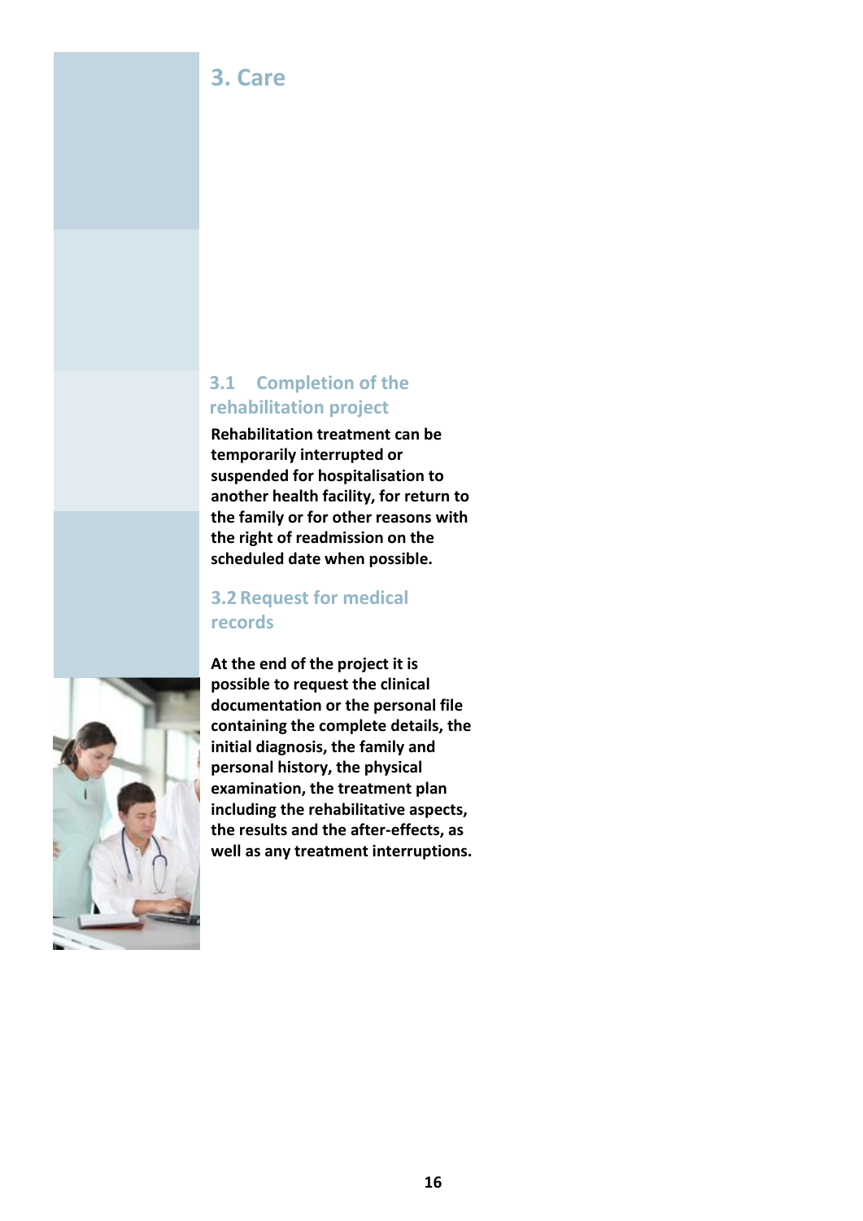# 3. Care

## 3.1 Completion of the rehabilitation project

**Rehabilitation treatment can be temporarily interrupted or suspended for hospitalisation to another health facility, for return to the family or for other reasons with the right of readmission on the scheduled date when possible.**

## 3.2 Request for medical records

**At the end of the project it is possible to request the clinical documentation or the personal file containing the complete details, the initial diagnosis, the family and personal history, the physical examination, the treatment plan including the rehabilitative aspects, the results and the after-effects, as well as any treatment interruptions.**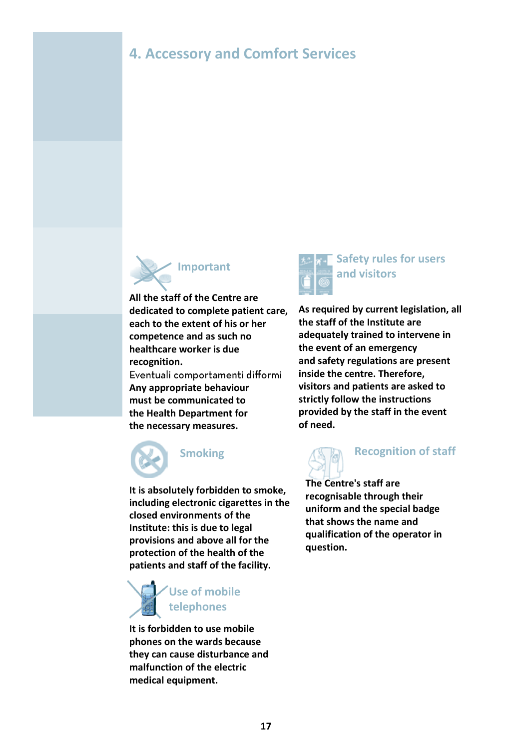# 4. Accessory and Comfort Services

## Important

**All the staff of the Centre are dedicated to complete patient care, each to the extent of his or her competence and as such no healthcare worker is due recognition.**

Eventuali comportamenti difformi

**Any appropriate behaviour must be communicated to the Health Department for the necessary measures.**

## Smoking

**It is absolutely forbidden to smoke, including electronic cigarettes in the closed environments of the Institute: this is due to legal provisions and above all for the protection of the health of the patients and staff of the facility.**

## Use of mobile telephones

**It is forbidden to use mobile phones on the wards because they can cause disturbance and malfunction of the electric medical equipment.**

## Safety rules for users and visitors

**As required by current legislation, all the staff of the Institute are adequately trained to intervene in the event of an emergency and safety regulations are present inside the centre. Therefore, visitors and patients are asked to strictly follow the instructions provided by the staff in the event of need.**

## Recognition of staff

**The Centre's staff are recognisable through their uniform and the special badge that shows the name and qualification of the operator in question.**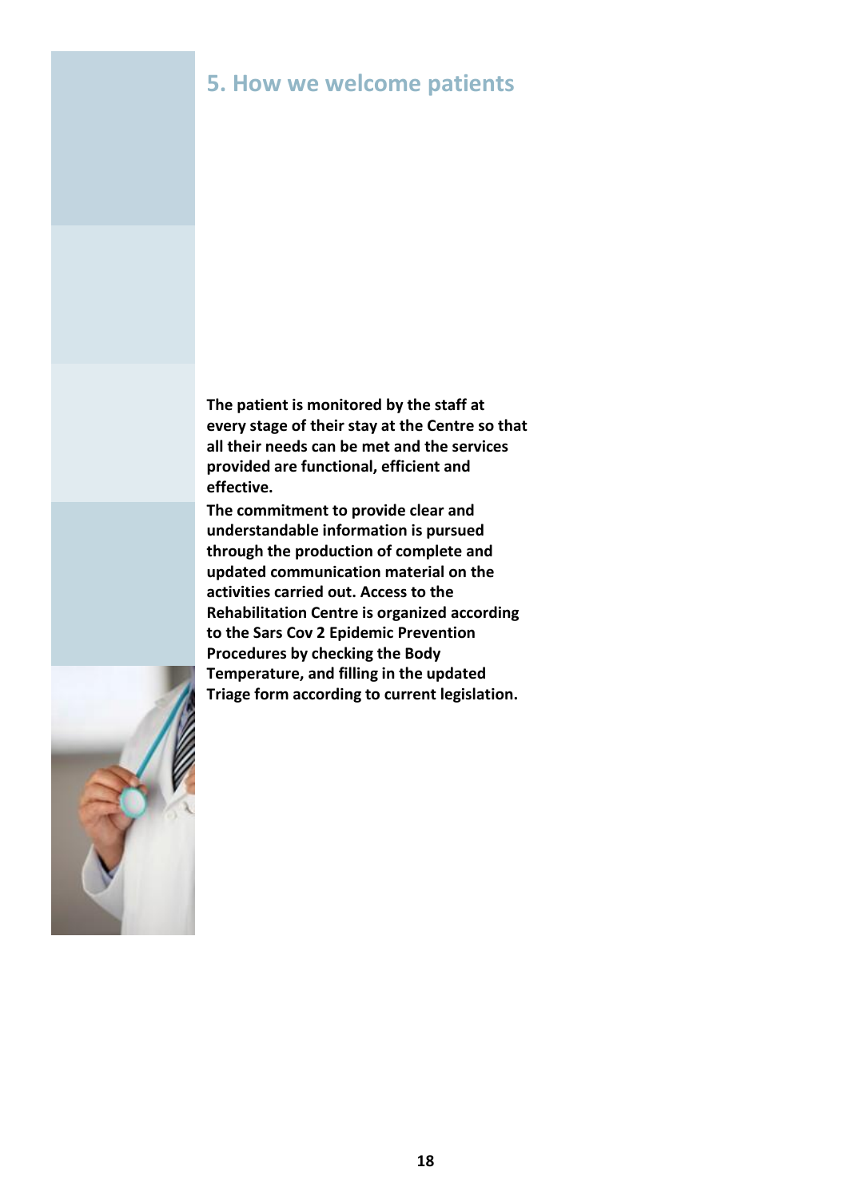## 5. How we welcome patients

**The patient is monitored by the staff at every stage of their stay at the Centre so that all their needs can be met and the services provided are functional, efficient and effective.**

**The commitment to provide clear and understandable information is pursued through the production of complete and updated communication material on the activities carried out. Access to the Rehabilitation Centre is organized according to the Sars Cov 2 Epidemic Prevention Procedures by checking the Body Temperature, and filling in the updated Triage form according to current legislation.**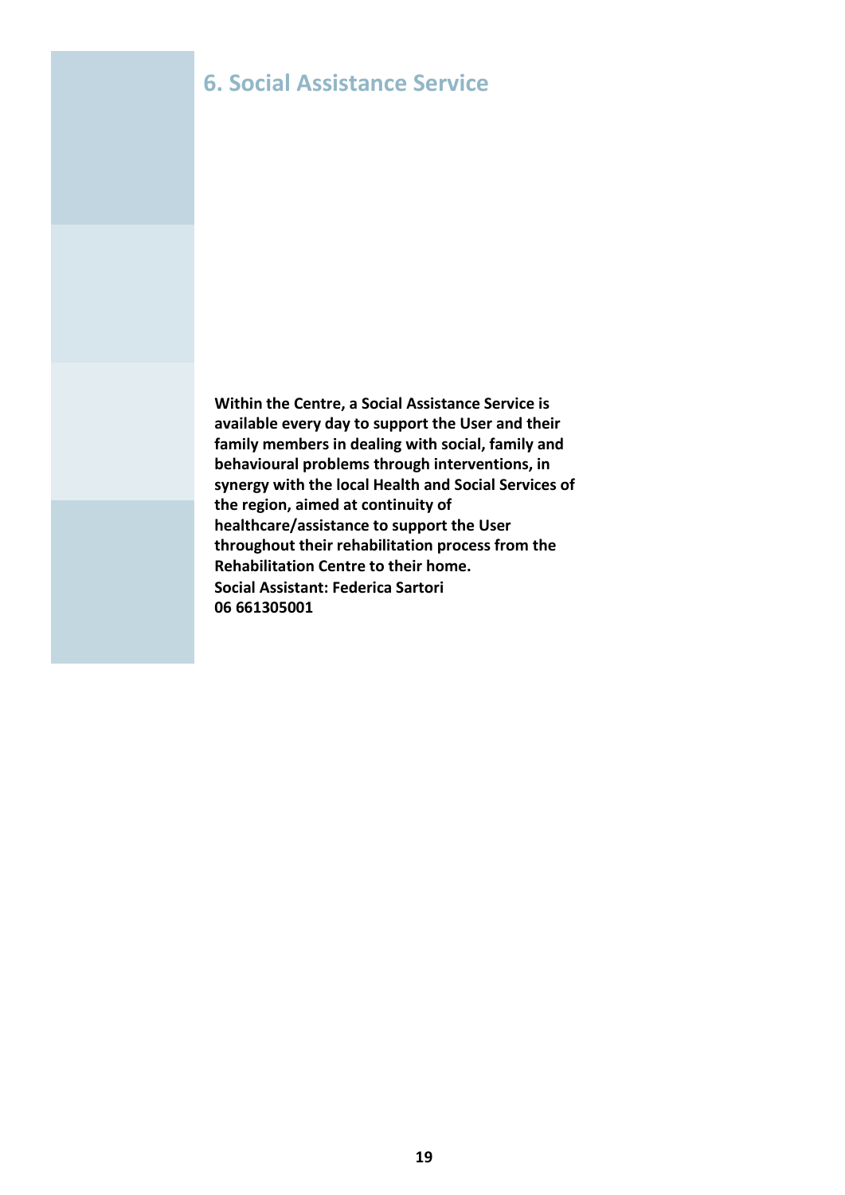## 6. Social Assistance Service

**Within the Centre, a Social Assistance Service is available every day to support the User and their family members in dealing with social, family and behavioural problems through interventions, in synergy with the local Health and Social Services of the region, aimed at continuity of healthcare/assistance to support the User throughout their rehabilitation process from the Rehabilitation Centre to their home.**

**Social Assistant: Federica Sartori**
**06 661305001**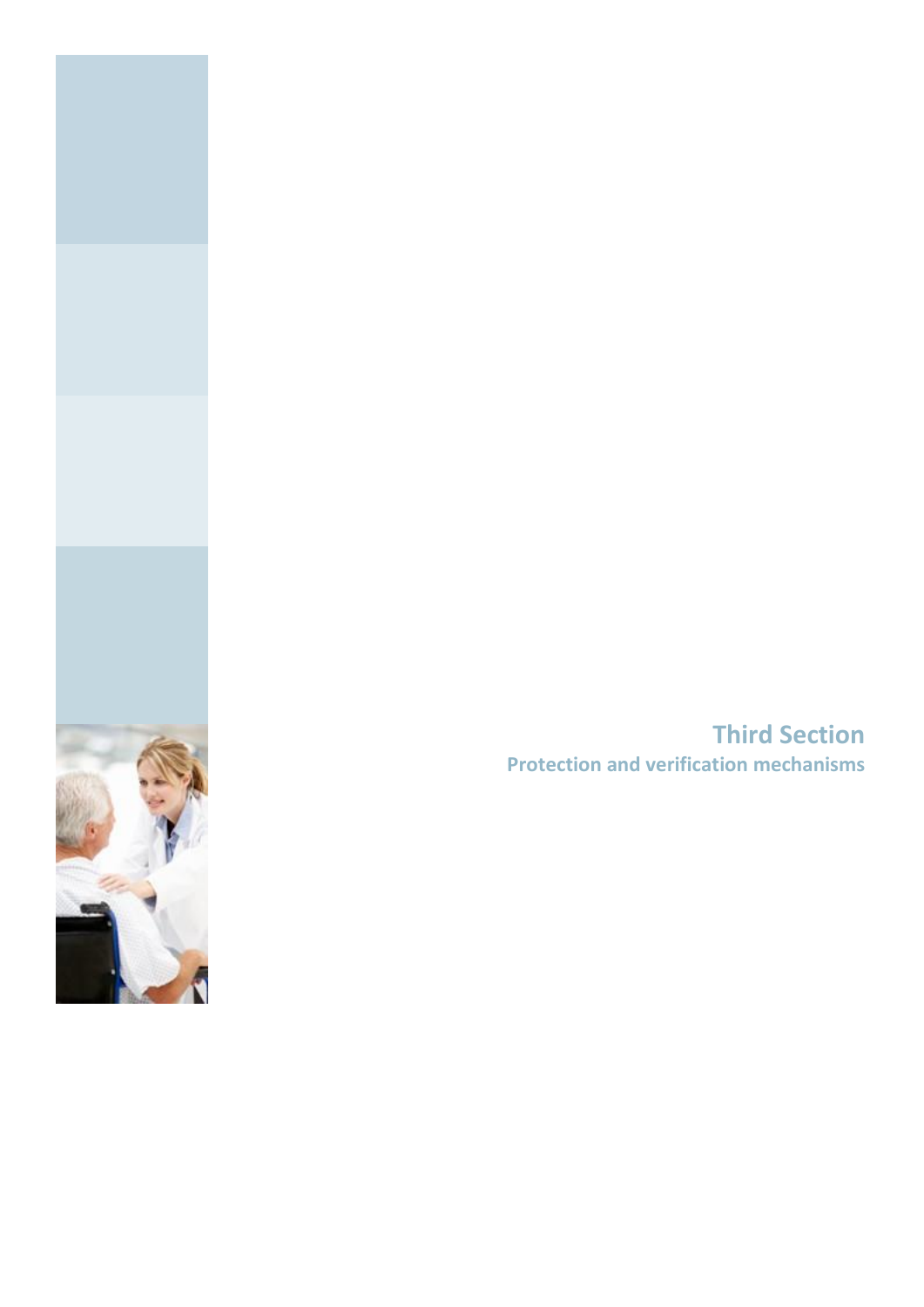# Third Section

## Protection and verification mechanisms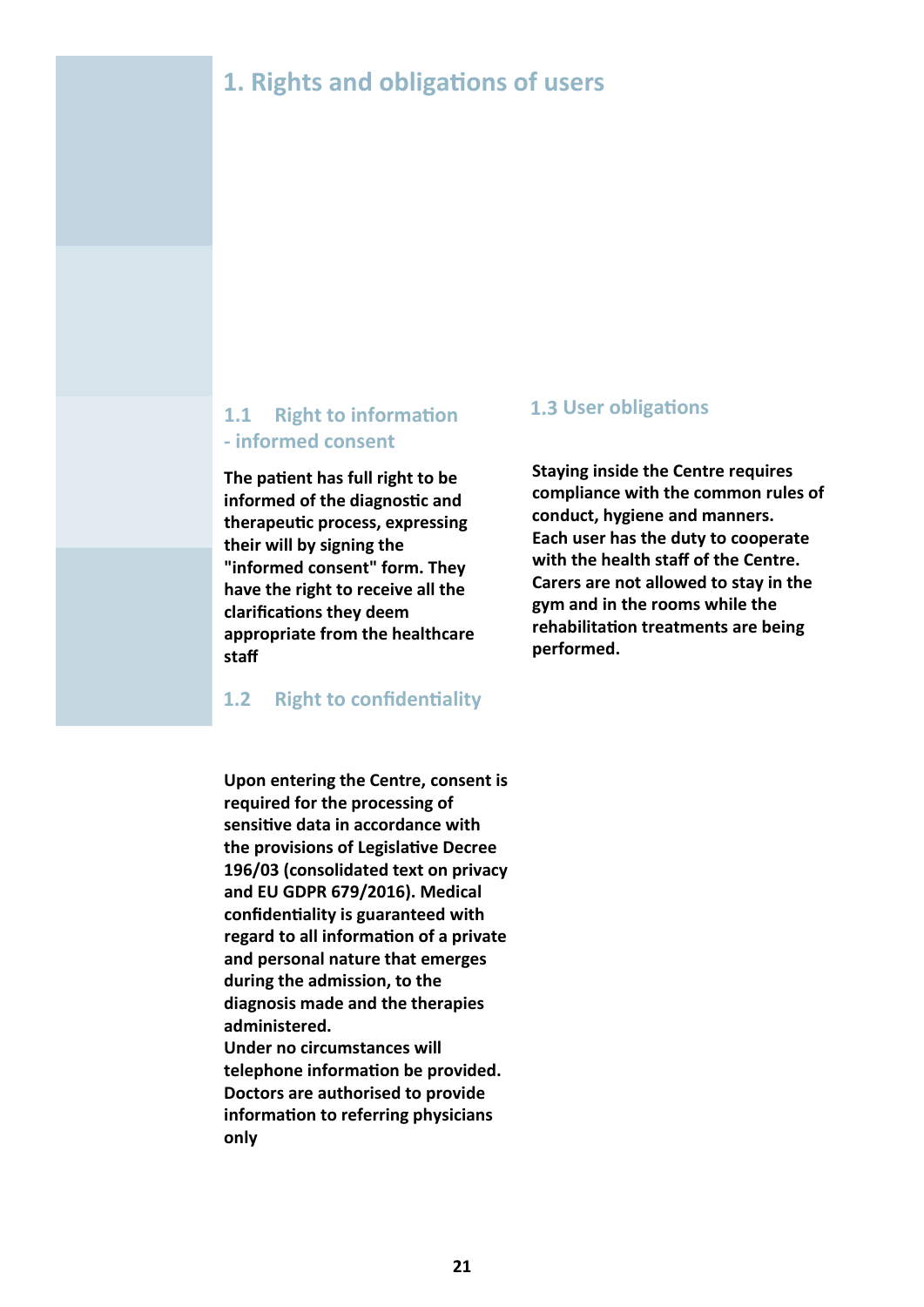# 1. Rights and obligations of users

## 1.1 Right to information - informed consent

**The patient has full right to be informed of the diagnostic and therapeutic process, expressing their will by signing the "informed consent" form. They have the right to receive all the clarifications they deem appropriate from the healthcare staff**

## 1.2 Right to confidentiality

**Upon entering the Centre, consent is required for the processing of sensitive data in accordance with the provisions of Legislative Decree 196/03 (consolidated text on privacy and EU GDPR 679/2016). Medical confidentiality is guaranteed with regard to all information of a private and personal nature that emerges during the admission, to the diagnosis made and the therapies administered.**
**Under no circumstances will telephone information be provided. Doctors are authorised to provide information to referring physicians only**

## 1.3 User obligations

**Staying inside the Centre requires compliance with the common rules of conduct, hygiene and manners.**
**Each user has the duty to cooperate with the health staff of the Centre.**
**Carers are not allowed to stay in the gym and in the rooms while the rehabilitation treatments are being performed.**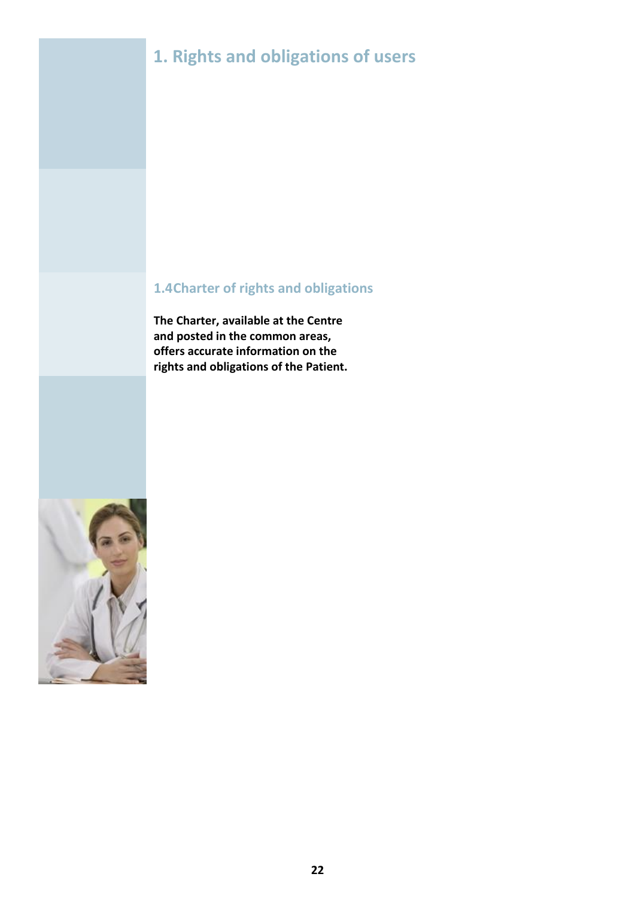# 1. Rights and obligations of users

## 1.4Charter of rights and obligations

**The Charter, available at the Centre and posted in the common areas, offers accurate information on the rights and obligations of the Patient.**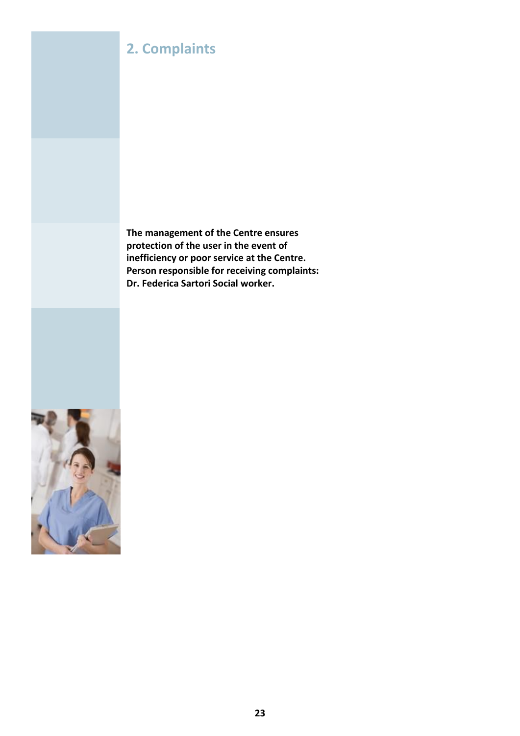## 2. Complaints

**The management of the Centre ensures protection of the user in the event of inefficiency or poor service at the Centre. Person responsible for receiving complaints: Dr. Federica Sartori Social worker.**